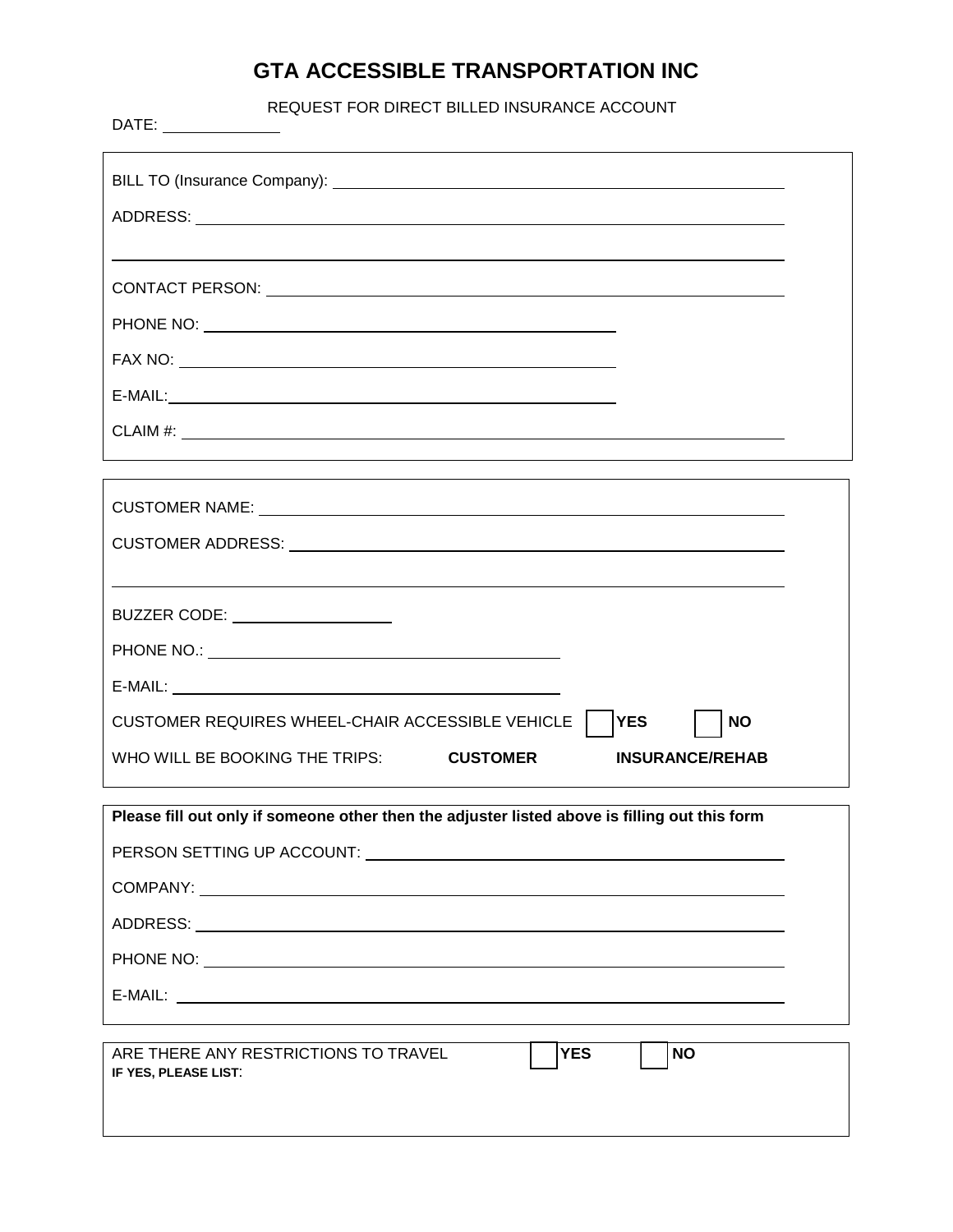# GTA ACCESSIBLE TRANSPORTATION INC

REQUEST FOR DIRECT BILLED INSURANCE ACCOUNT

DATE: ____________

---

BILL TO (Insurance Company): ____________________________________________

ADDRESS: ____________________________________________

____________________________________________

CONTACT PERSON: ____________________________________________

PHONE NO: ______________________________

FAX NO: ______________________________

E-MAIL: ______________________________

CLAIM #: ____________________________________________

---

CUSTOMER NAME: ____________________________________________

CUSTOMER ADDRESS: ____________________________________________

____________________________________________

BUZZER CODE: ______________

PHONE NO.: ______________________________

E-MAIL: ______________________________

CUSTOMER REQUIRES WHEEL-CHAIR ACCESSIBLE VEHICLE ☐ **YES** ☐ **NO**

WHO WILL BE BOOKING THE TRIPS: **CUSTOMER** **INSURANCE/REHAB**

---

**Please fill out only if someone other then the adjuster listed above is filling out this form**

PERSON SETTING UP ACCOUNT: ____________________________________________

COMPANY: ____________________________________________

ADDRESS: ____________________________________________

PHONE NO: ____________________________________________

E-MAIL: ____________________________________________

---

ARE THERE ANY RESTRICTIONS TO TRAVEL ☐ **YES** ☐ **NO**

**IF YES, PLEASE LIST**: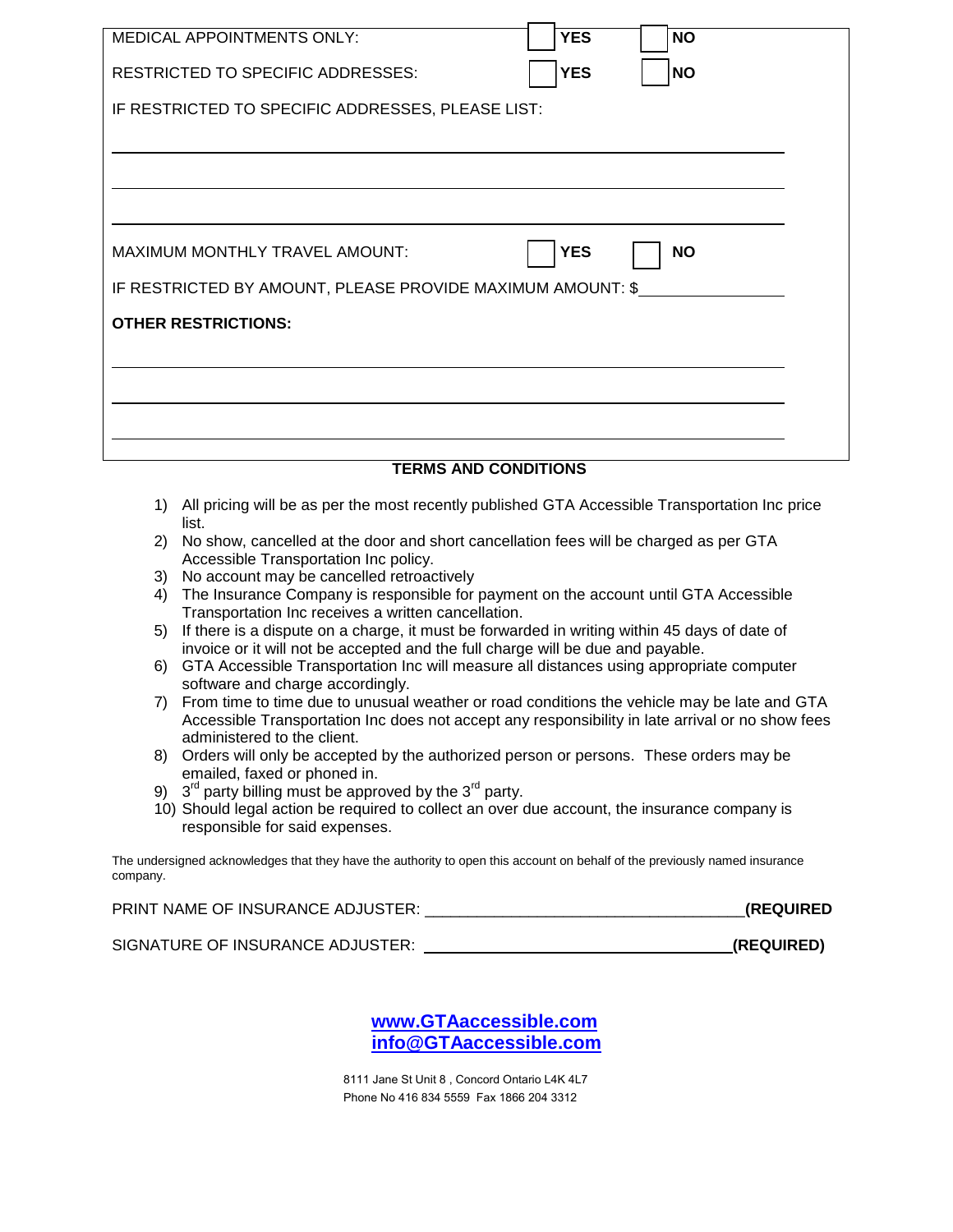MEDICAL APPOINTMENTS ONLY: ☐ **YES** ☐ **NO**

RESTRICTED TO SPECIFIC ADDRESSES: ☐ **YES** ☐ **NO**

IF RESTRICTED TO SPECIFIC ADDRESSES, PLEASE LIST:

\_\_\_\_\_\_\_\_\_\_\_\_\_\_\_\_\_\_\_\_\_\_\_\_\_\_\_\_\_\_\_\_\_\_\_\_\_\_\_\_\_\_\_\_\_\_\_\_\_\_\_\_\_\_\_\_\_\_\_\_

\_\_\_\_\_\_\_\_\_\_\_\_\_\_\_\_\_\_\_\_\_\_\_\_\_\_\_\_\_\_\_\_\_\_\_\_\_\_\_\_\_\_\_\_\_\_\_\_\_\_\_\_\_\_\_\_\_\_\_\_

\_\_\_\_\_\_\_\_\_\_\_\_\_\_\_\_\_\_\_\_\_\_\_\_\_\_\_\_\_\_\_\_\_\_\_\_\_\_\_\_\_\_\_\_\_\_\_\_\_\_\_\_\_\_\_\_\_\_\_\_

MAXIMUM MONTHLY TRAVEL AMOUNT: ☐ **YES** ☐ **NO**

IF RESTRICTED BY AMOUNT, PLEASE PROVIDE MAXIMUM AMOUNT: $\_\_\_\_\_\_\_\_\_\_\_\_\_\_\_\_

**OTHER RESTRICTIONS:**

\_\_\_\_\_\_\_\_\_\_\_\_\_\_\_\_\_\_\_\_\_\_\_\_\_\_\_\_\_\_\_\_\_\_\_\_\_\_\_\_\_\_\_\_\_\_\_\_\_\_\_\_\_\_\_\_\_\_\_\_

\_\_\_\_\_\_\_\_\_\_\_\_\_\_\_\_\_\_\_\_\_\_\_\_\_\_\_\_\_\_\_\_\_\_\_\_\_\_\_\_\_\_\_\_\_\_\_\_\_\_\_\_\_\_\_\_\_\_\_\_

\_\_\_\_\_\_\_\_\_\_\_\_\_\_\_\_\_\_\_\_\_\_\_\_\_\_\_\_\_\_\_\_\_\_\_\_\_\_\_\_\_\_\_\_\_\_\_\_\_\_\_\_\_\_\_\_\_\_\_\_

## TERMS AND CONDITIONS

1) All pricing will be as per the most recently published GTA Accessible Transportation Inc price list.
2) No show, cancelled at the door and short cancellation fees will be charged as per GTA Accessible Transportation Inc policy.
3) No account may be cancelled retroactively
4) The Insurance Company is responsible for payment on the account until GTA Accessible Transportation Inc receives a written cancellation.
5) If there is a dispute on a charge, it must be forwarded in writing within 45 days of date of invoice or it will not be accepted and the full charge will be due and payable.
6) GTA Accessible Transportation Inc will measure all distances using appropriate computer software and charge accordingly.
7) From time to time due to unusual weather or road conditions the vehicle may be late and GTA Accessible Transportation Inc does not accept any responsibility in late arrival or no show fees administered to the client.
8) Orders will only be accepted by the authorized person or persons. These orders may be emailed, faxed or phoned in.
9) 3rd party billing must be approved by the 3rd party.
10) Should legal action be required to collect an over due account, the insurance company is responsible for said expenses.

The undersigned acknowledges that they have the authority to open this account on behalf of the previously named insurance company.

PRINT NAME OF INSURANCE ADJUSTER: \_\_\_\_\_\_\_\_\_\_\_\_\_\_\_\_\_\_\_\_\_\_\_\_\_\_\_\_\_\_\_\_\_\_\_\_**(REQUIRED**

SIGNATURE OF INSURANCE ADJUSTER: \_\_\_\_\_\_\_\_\_\_\_\_\_\_\_\_\_\_\_\_\_\_\_\_\_\_\_\_\_\_\_\_\_\_\_\_**(REQUIRED)**

**www.GTAaccessible.com**
**info@GTAaccessible.com**

8111 Jane St Unit 8 , Concord Ontario L4K 4L7
Phone No 416 834 5559 Fax 1866 204 3312